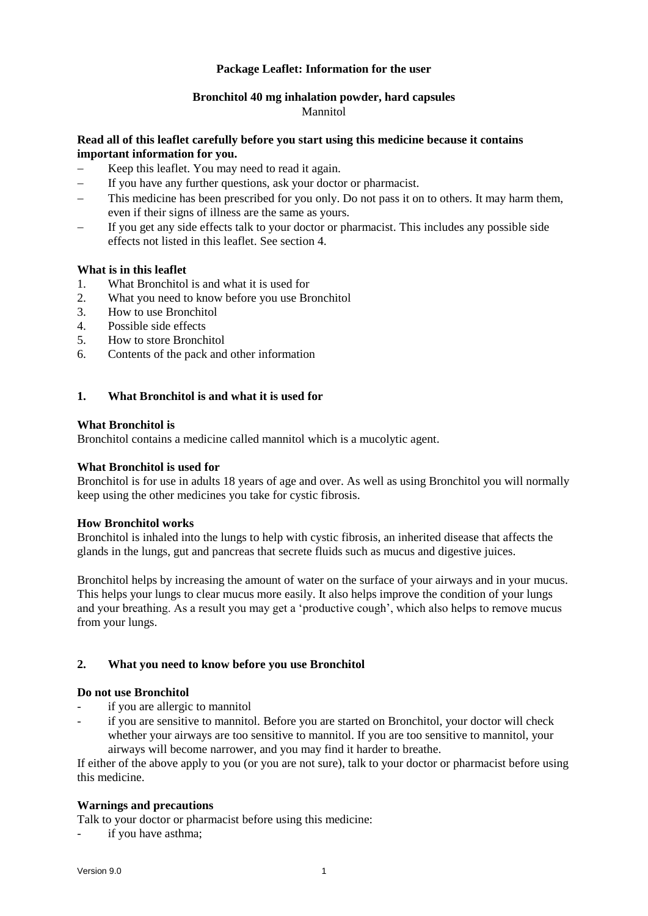**Package Leaflet: Information for the user**

**Bronchitol 40 mg inhalation powder, hard capsules**
Mannitol

**Read all of this leaflet carefully before you start using this medicine because it contains important information for you.**

- Keep this leaflet. You may need to read it again.
- If you have any further questions, ask your doctor or pharmacist.
- This medicine has been prescribed for you only. Do not pass it on to others. It may harm them, even if their signs of illness are the same as yours.
- If you get any side effects talk to your doctor or pharmacist. This includes any possible side effects not listed in this leaflet. See section 4.

**What is in this leaflet**

1. What Bronchitol is and what it is used for
2. What you need to know before you use Bronchitol
3. How to use Bronchitol
4. Possible side effects
5. How to store Bronchitol
6. Contents of the pack and other information

## 1. What Bronchitol is and what it is used for

**What Bronchitol is**

Bronchitol contains a medicine called mannitol which is a mucolytic agent.

**What Bronchitol is used for**

Bronchitol is for use in adults 18 years of age and over. As well as using Bronchitol you will normally keep using the other medicines you take for cystic fibrosis.

**How Bronchitol works**

Bronchitol is inhaled into the lungs to help with cystic fibrosis, an inherited disease that affects the glands in the lungs, gut and pancreas that secrete fluids such as mucus and digestive juices.

Bronchitol helps by increasing the amount of water on the surface of your airways and in your mucus. This helps your lungs to clear mucus more easily. It also helps improve the condition of your lungs and your breathing. As a result you may get a 'productive cough', which also helps to remove mucus from your lungs.

## 2. What you need to know before you use Bronchitol

**Do not use Bronchitol**

- if you are allergic to mannitol
- if you are sensitive to mannitol. Before you are started on Bronchitol, your doctor will check whether your airways are too sensitive to mannitol. If you are too sensitive to mannitol, your airways will become narrower, and you may find it harder to breathe.

If either of the above apply to you (or you are not sure), talk to your doctor or pharmacist before using this medicine.

**Warnings and precautions**

Talk to your doctor or pharmacist before using this medicine:

- if you have asthma;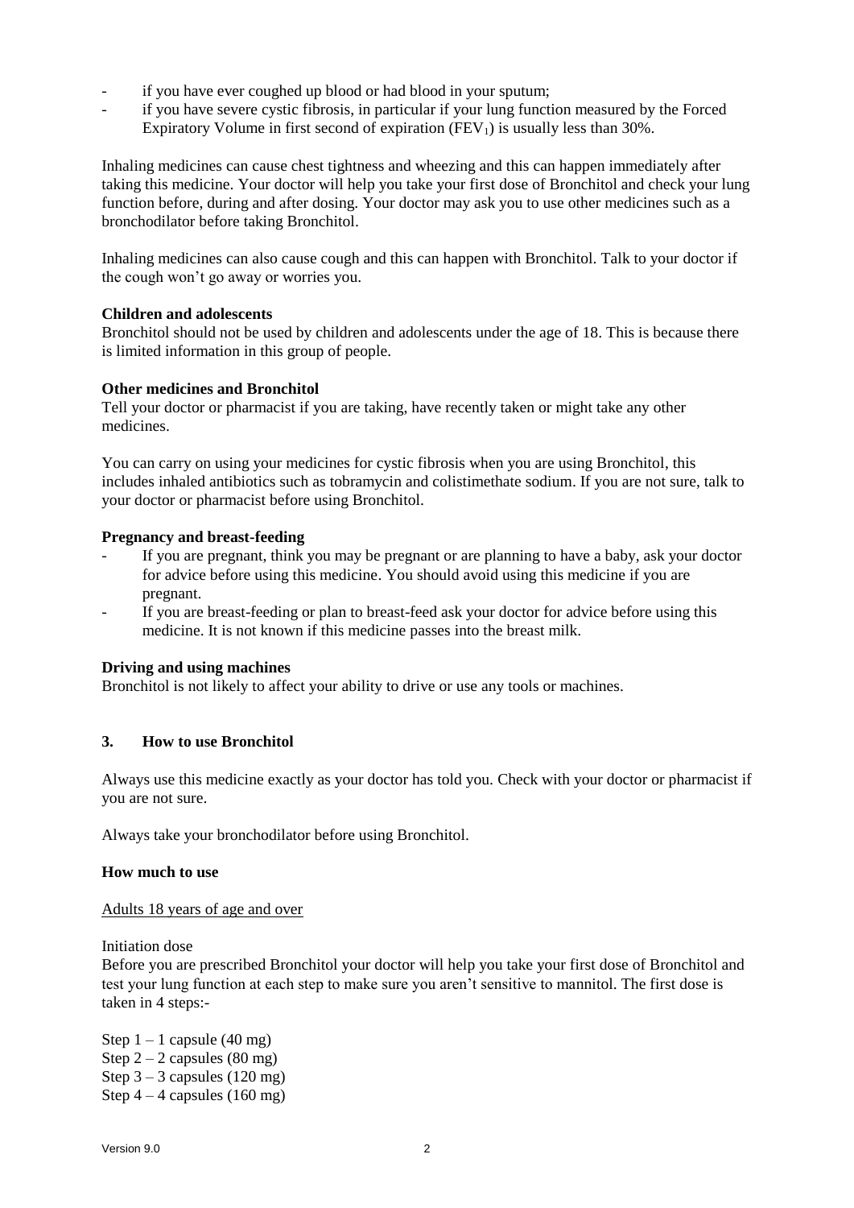- if you have ever coughed up blood or had blood in your sputum;
- if you have severe cystic fibrosis, in particular if your lung function measured by the Forced Expiratory Volume in first second of expiration ($FEV_1$) is usually less than 30%.

Inhaling medicines can cause chest tightness and wheezing and this can happen immediately after taking this medicine. Your doctor will help you take your first dose of Bronchitol and check your lung function before, during and after dosing. Your doctor may ask you to use other medicines such as a bronchodilator before taking Bronchitol.

Inhaling medicines can also cause cough and this can happen with Bronchitol. Talk to your doctor if the cough won't go away or worries you.

**Children and adolescents**
Bronchitol should not be used by children and adolescents under the age of 18. This is because there is limited information in this group of people.

**Other medicines and Bronchitol**
Tell your doctor or pharmacist if you are taking, have recently taken or might take any other medicines.

You can carry on using your medicines for cystic fibrosis when you are using Bronchitol, this includes inhaled antibiotics such as tobramycin and colistimethate sodium. If you are not sure, talk to your doctor or pharmacist before using Bronchitol.

**Pregnancy and breast-feeding**
- If you are pregnant, think you may be pregnant or are planning to have a baby, ask your doctor for advice before using this medicine. You should avoid using this medicine if you are pregnant.
- If you are breast-feeding or plan to breast-feed ask your doctor for advice before using this medicine. It is not known if this medicine passes into the breast milk.

**Driving and using machines**
Bronchitol is not likely to affect your ability to drive or use any tools or machines.

## 3. How to use Bronchitol

Always use this medicine exactly as your doctor has told you. Check with your doctor or pharmacist if you are not sure.

Always take your bronchodilator before using Bronchitol.

**How much to use**

Adults 18 years of age and over

Initiation dose
Before you are prescribed Bronchitol your doctor will help you take your first dose of Bronchitol and test your lung function at each step to make sure you aren't sensitive to mannitol. The first dose is taken in 4 steps:-

Step 1 – 1 capsule (40 mg)
Step 2 – 2 capsules (80 mg)
Step 3 – 3 capsules (120 mg)
Step 4 – 4 capsules (160 mg)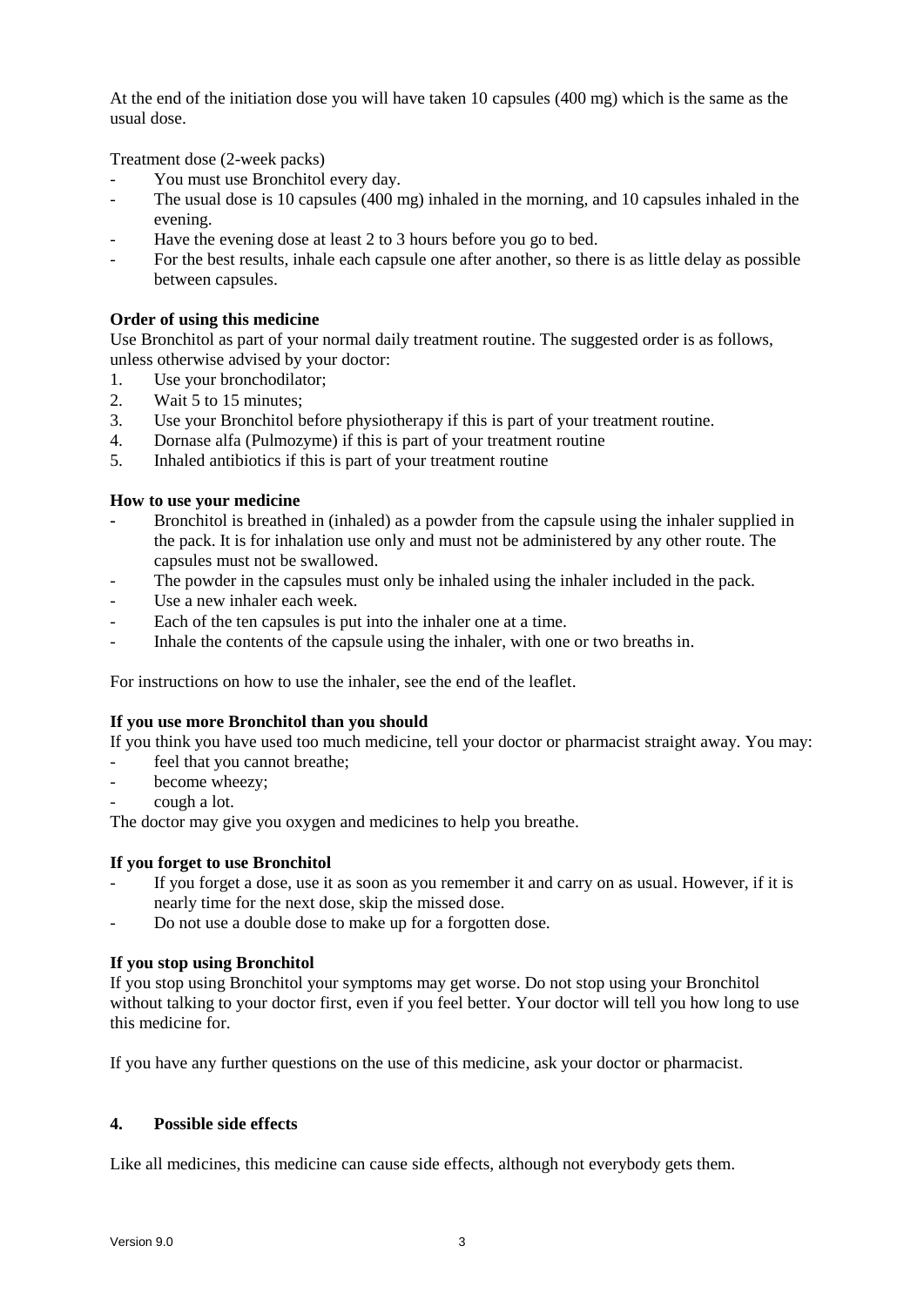At the end of the initiation dose you will have taken 10 capsules (400 mg) which is the same as the usual dose.

Treatment dose (2-week packs)

- You must use Bronchitol every day.
- The usual dose is 10 capsules (400 mg) inhaled in the morning, and 10 capsules inhaled in the evening.
- Have the evening dose at least 2 to 3 hours before you go to bed.
- For the best results, inhale each capsule one after another, so there is as little delay as possible between capsules.

**Order of using this medicine**

Use Bronchitol as part of your normal daily treatment routine. The suggested order is as follows, unless otherwise advised by your doctor:

1. Use your bronchodilator;
2. Wait 5 to 15 minutes;
3. Use your Bronchitol before physiotherapy if this is part of your treatment routine.
4. Dornase alfa (Pulmozyme) if this is part of your treatment routine
5. Inhaled antibiotics if this is part of your treatment routine

**How to use your medicine**

- Bronchitol is breathed in (inhaled) as a powder from the capsule using the inhaler supplied in the pack. It is for inhalation use only and must not be administered by any other route. The capsules must not be swallowed.
- The powder in the capsules must only be inhaled using the inhaler included in the pack.
- Use a new inhaler each week.
- Each of the ten capsules is put into the inhaler one at a time.
- Inhale the contents of the capsule using the inhaler, with one or two breaths in.

For instructions on how to use the inhaler, see the end of the leaflet.

**If you use more Bronchitol than you should**

If you think you have used too much medicine, tell your doctor or pharmacist straight away. You may:

- feel that you cannot breathe;
- become wheezy;
- cough a lot.

The doctor may give you oxygen and medicines to help you breathe.

**If you forget to use Bronchitol**

- If you forget a dose, use it as soon as you remember it and carry on as usual. However, if it is nearly time for the next dose, skip the missed dose.
- Do not use a double dose to make up for a forgotten dose.

**If you stop using Bronchitol**

If you stop using Bronchitol your symptoms may get worse. Do not stop using your Bronchitol without talking to your doctor first, even if you feel better. Your doctor will tell you how long to use this medicine for.

If you have any further questions on the use of this medicine, ask your doctor or pharmacist.

## 4. Possible side effects

Like all medicines, this medicine can cause side effects, although not everybody gets them.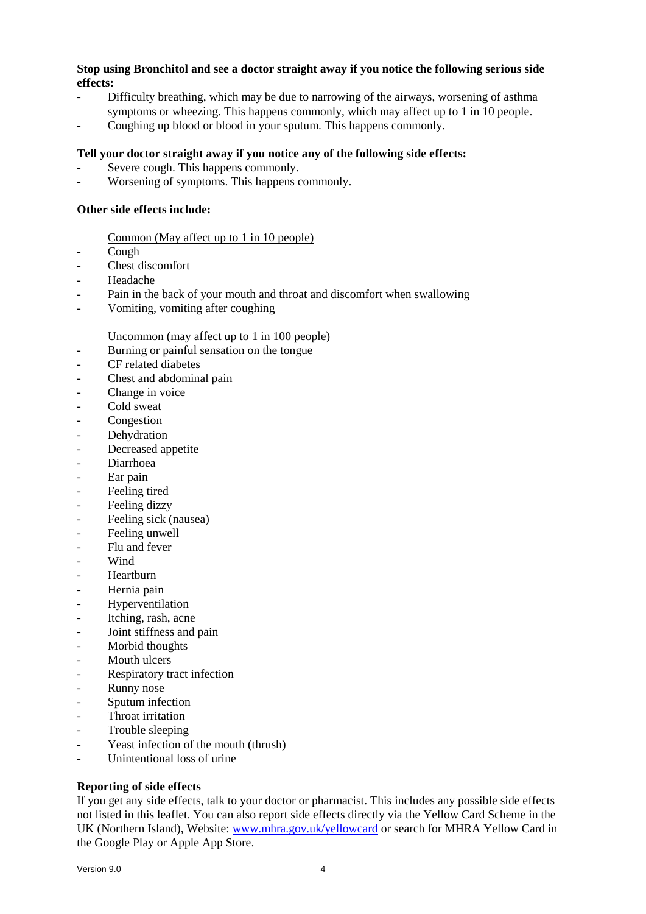**Stop using Bronchitol and see a doctor straight away if you notice the following serious side effects:**

- Difficulty breathing, which may be due to narrowing of the airways, worsening of asthma symptoms or wheezing. This happens commonly, which may affect up to 1 in 10 people.
- Coughing up blood or blood in your sputum. This happens commonly.

**Tell your doctor straight away if you notice any of the following side effects:**

- Severe cough. This happens commonly.
- Worsening of symptoms. This happens commonly.

**Other side effects include:**

Common (May affect up to 1 in 10 people)

- Cough
- Chest discomfort
- Headache
- Pain in the back of your mouth and throat and discomfort when swallowing
- Vomiting, vomiting after coughing

Uncommon (may affect up to 1 in 100 people)

- Burning or painful sensation on the tongue
- CF related diabetes
- Chest and abdominal pain
- Change in voice
- Cold sweat
- Congestion
- Dehydration
- Decreased appetite
- Diarrhoea
- Ear pain
- Feeling tired
- Feeling dizzy
- Feeling sick (nausea)
- Feeling unwell
- Flu and fever
- Wind
- Heartburn
- Hernia pain
- Hyperventilation
- Itching, rash, acne
- Joint stiffness and pain
- Morbid thoughts
- Mouth ulcers
- Respiratory tract infection
- Runny nose
- Sputum infection
- Throat irritation
- Trouble sleeping
- Yeast infection of the mouth (thrush)
- Unintentional loss of urine

**Reporting of side effects**

If you get any side effects, talk to your doctor or pharmacist. This includes any possible side effects not listed in this leaflet. You can also report side effects directly via the Yellow Card Scheme in the UK (Northern Island), Website: www.mhra.gov.uk/yellowcard or search for MHRA Yellow Card in the Google Play or Apple App Store.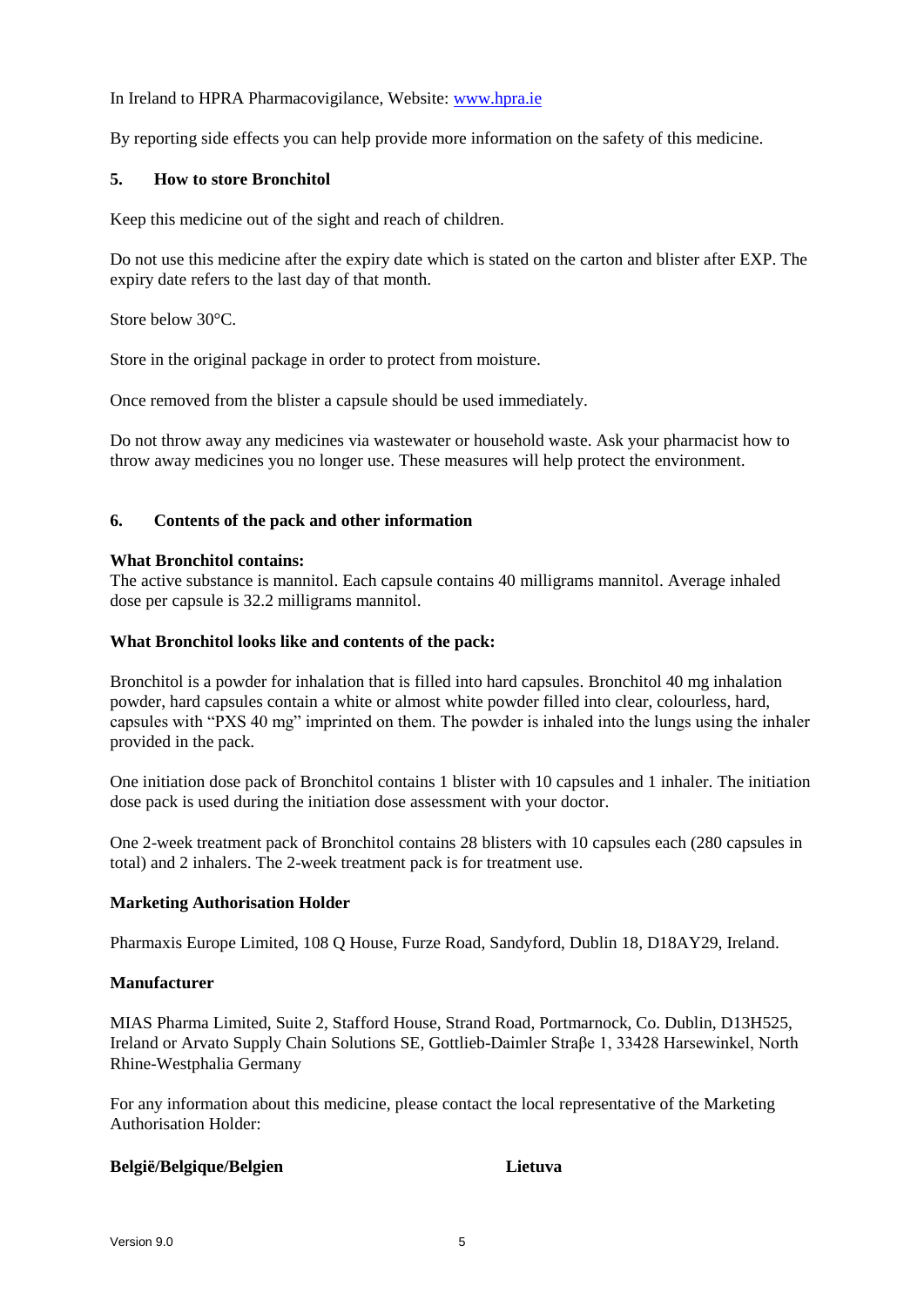In Ireland to HPRA Pharmacovigilance, Website: www.hpra.ie

By reporting side effects you can help provide more information on the safety of this medicine.

## 5. How to store Bronchitol

Keep this medicine out of the sight and reach of children.

Do not use this medicine after the expiry date which is stated on the carton and blister after EXP. The expiry date refers to the last day of that month.

Store below 30°C.

Store in the original package in order to protect from moisture.

Once removed from the blister a capsule should be used immediately.

Do not throw away any medicines via wastewater or household waste. Ask your pharmacist how to throw away medicines you no longer use. These measures will help protect the environment.

## 6. Contents of the pack and other information

**What Bronchitol contains:**
The active substance is mannitol. Each capsule contains 40 milligrams mannitol. Average inhaled dose per capsule is 32.2 milligrams mannitol.

**What Bronchitol looks like and contents of the pack:**

Bronchitol is a powder for inhalation that is filled into hard capsules. Bronchitol 40 mg inhalation powder, hard capsules contain a white or almost white powder filled into clear, colourless, hard, capsules with "PXS 40 mg" imprinted on them. The powder is inhaled into the lungs using the inhaler provided in the pack.

One initiation dose pack of Bronchitol contains 1 blister with 10 capsules and 1 inhaler. The initiation dose pack is used during the initiation dose assessment with your doctor.

One 2-week treatment pack of Bronchitol contains 28 blisters with 10 capsules each (280 capsules in total) and 2 inhalers. The 2-week treatment pack is for treatment use.

**Marketing Authorisation Holder**

Pharmaxis Europe Limited, 108 Q House, Furze Road, Sandyford, Dublin 18, D18AY29, Ireland.

**Manufacturer**

MIAS Pharma Limited, Suite 2, Stafford House, Strand Road, Portmarnock, Co. Dublin, D13H525, Ireland or Arvato Supply Chain Solutions SE, Gottlieb-Daimler Straβe 1, 33428 Harsewinkel, North Rhine-Westphalia Germany

For any information about this medicine, please contact the local representative of the Marketing Authorisation Holder:

**België/Belgique/Belgien**

**Lietuva**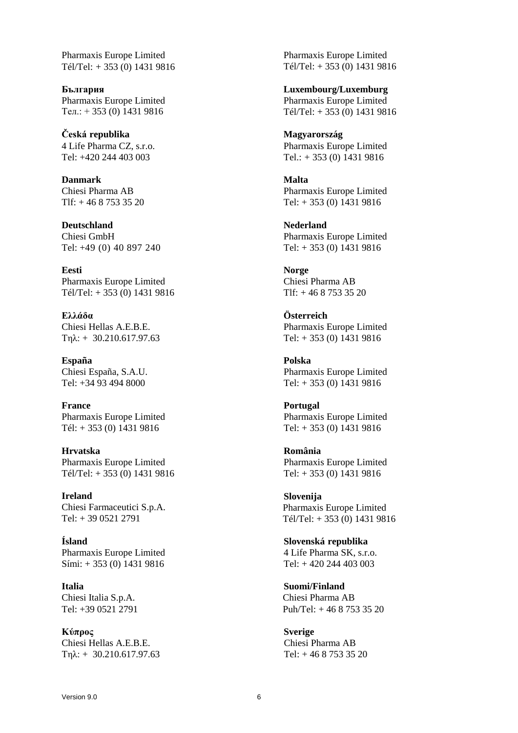Pharmaxis Europe Limited
Tél/Tel: + 353 (0) 1431 9816

**България**
Pharmaxis Europe Limited
Тел.: + 353 (0) 1431 9816

**Česká republika**
4 Life Pharma CZ, s.r.o.
Tel: +420 244 403 003

**Danmark**
Chiesi Pharma AB
Tlf: + 46 8 753 35 20

**Deutschland**
Chiesi GmbH
Tel: +49 (0) 40 897 240

**Eesti**
Pharmaxis Europe Limited
Tél/Tel: + 353 (0) 1431 9816

**Ελλάδα**
Chiesi Hellas A.E.B.E.
Τηλ: + 30.210.617.97.63

**España**
Chiesi España, S.A.U.
Tel: +34 93 494 8000

**France**
Pharmaxis Europe Limited
Tél: + 353 (0) 1431 9816

**Hrvatska**
Pharmaxis Europe Limited
Tél/Tel: + 353 (0) 1431 9816

**Ireland**
Chiesi Farmaceutici S.p.A.
Tel: + 39 0521 2791

**Ísland**
Pharmaxis Europe Limited
Sími: + 353 (0) 1431 9816

**Italia**
Chiesi Italia S.p.A.
Tel: +39 0521 2791

**Κύπρος**
Chiesi Hellas A.E.B.E.
Τηλ: + 30.210.617.97.63

Pharmaxis Europe Limited
Tél/Tel: + 353 (0) 1431 9816

**Luxembourg/Luxemburg**
Pharmaxis Europe Limited
Tél/Tel: + 353 (0) 1431 9816

**Magyarország**
Pharmaxis Europe Limited
Tel.: + 353 (0) 1431 9816

**Malta**
Pharmaxis Europe Limited
Tel: + 353 (0) 1431 9816

**Nederland**
Pharmaxis Europe Limited
Tel: + 353 (0) 1431 9816

**Norge**
Chiesi Pharma AB
Tlf: + 46 8 753 35 20

**Österreich**
Pharmaxis Europe Limited
Tel: + 353 (0) 1431 9816

**Polska**
Pharmaxis Europe Limited
Tel: + 353 (0) 1431 9816

**Portugal**
Pharmaxis Europe Limited
Tel: + 353 (0) 1431 9816

**România**
Pharmaxis Europe Limited
Tel: + 353 (0) 1431 9816

**Slovenija**
Pharmaxis Europe Limited
Tél/Tel: + 353 (0) 1431 9816

**Slovenská republika**
4 Life Pharma SK, s.r.o.
Tel: + 420 244 403 003

**Suomi/Finland**
Chiesi Pharma AB
Puh/Tel: + 46 8 753 35 20

**Sverige**
Chiesi Pharma AB
Tel: + 46 8 753 35 20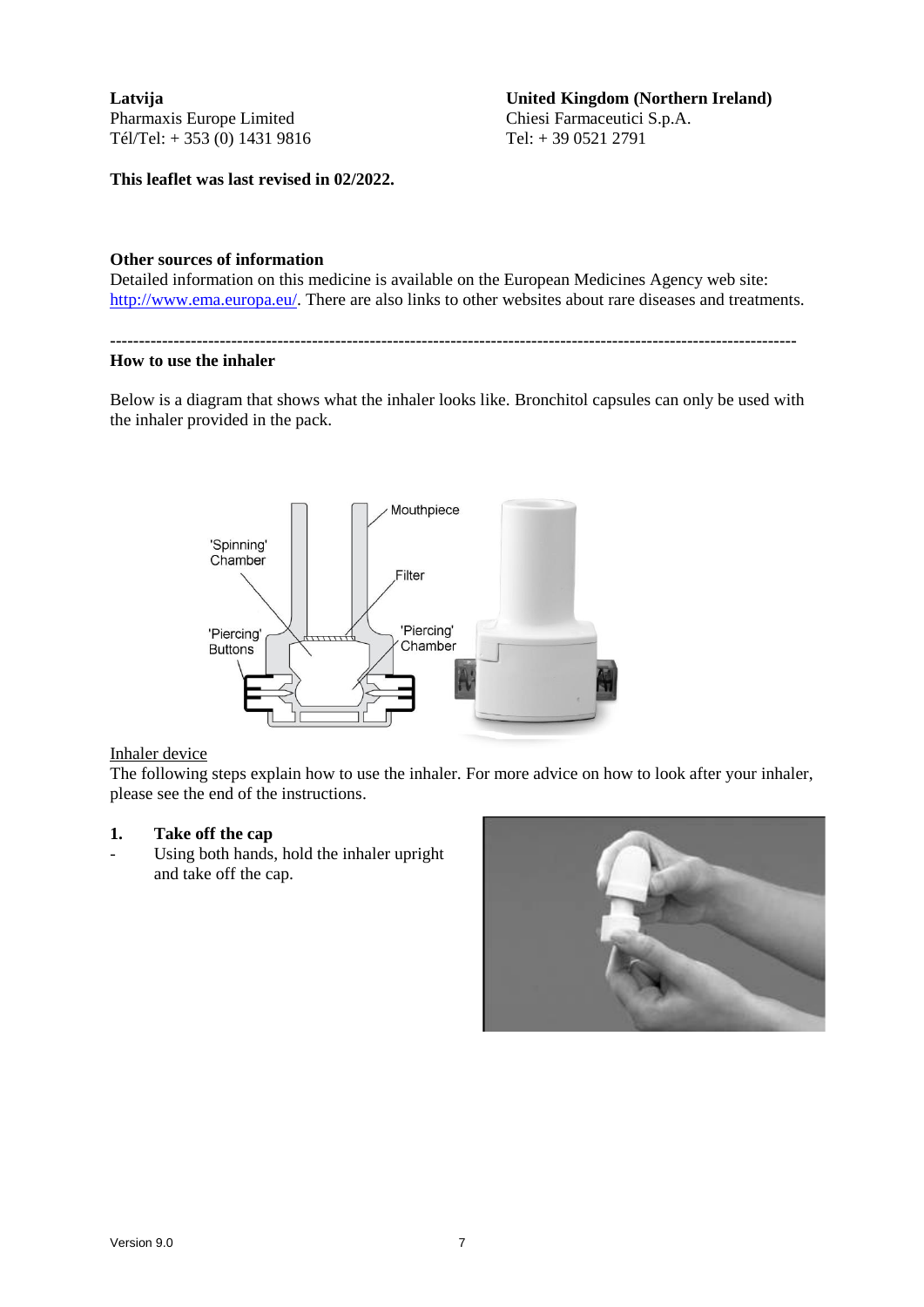**Latvija**
Pharmaxis Europe Limited
Tél/Tel: + 353 (0) 1431 9816

**United Kingdom (Northern Ireland)**
Chiesi Farmaceutici S.p.A.
Tel: + 39 0521 2791

**This leaflet was last revised in 02/2022.**

**Other sources of information**

Detailed information on this medicine is available on the European Medicines Agency web site: http://www.ema.europa.eu/. There are also links to other websites about rare diseases and treatments.

---

**How to use the inhaler**

Below is a diagram that shows what the inhaler looks like. Bronchitol capsules can only be used with the inhaler provided in the pack.

Mouthpiece
'Spinning' Chamber
Filter
'Piercing' Buttons
'Piercing' Chamber

Inhaler device

The following steps explain how to use the inhaler. For more advice on how to look after your inhaler, please see the end of the instructions.

**1. Take off the cap**

- Using both hands, hold the inhaler upright and take off the cap.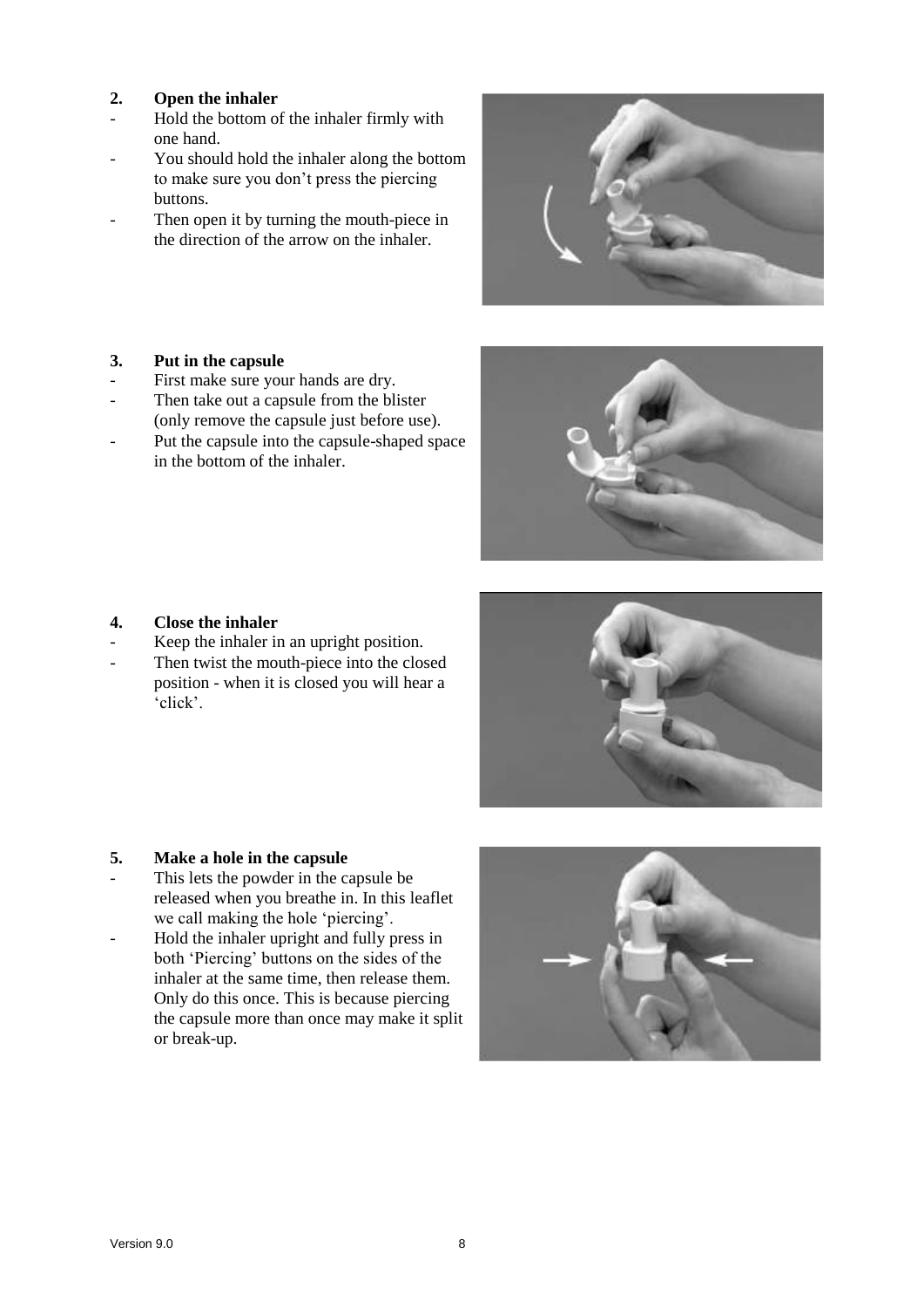**2. Open the inhaler**

- Hold the bottom of the inhaler firmly with one hand.
- You should hold the inhaler along the bottom to make sure you don't press the piercing buttons.
- Then open it by turning the mouth-piece in the direction of the arrow on the inhaler.

**3. Put in the capsule**

- First make sure your hands are dry.
- Then take out a capsule from the blister (only remove the capsule just before use).
- Put the capsule into the capsule-shaped space in the bottom of the inhaler.

**4. Close the inhaler**

- Keep the inhaler in an upright position.
- Then twist the mouth-piece into the closed position - when it is closed you will hear a 'click'.

**5. Make a hole in the capsule**

- This lets the powder in the capsule be released when you breathe in. In this leaflet we call making the hole 'piercing'.
- Hold the inhaler upright and fully press in both 'Piercing' buttons on the sides of the inhaler at the same time, then release them. Only do this once. This is because piercing the capsule more than once may make it split or break-up.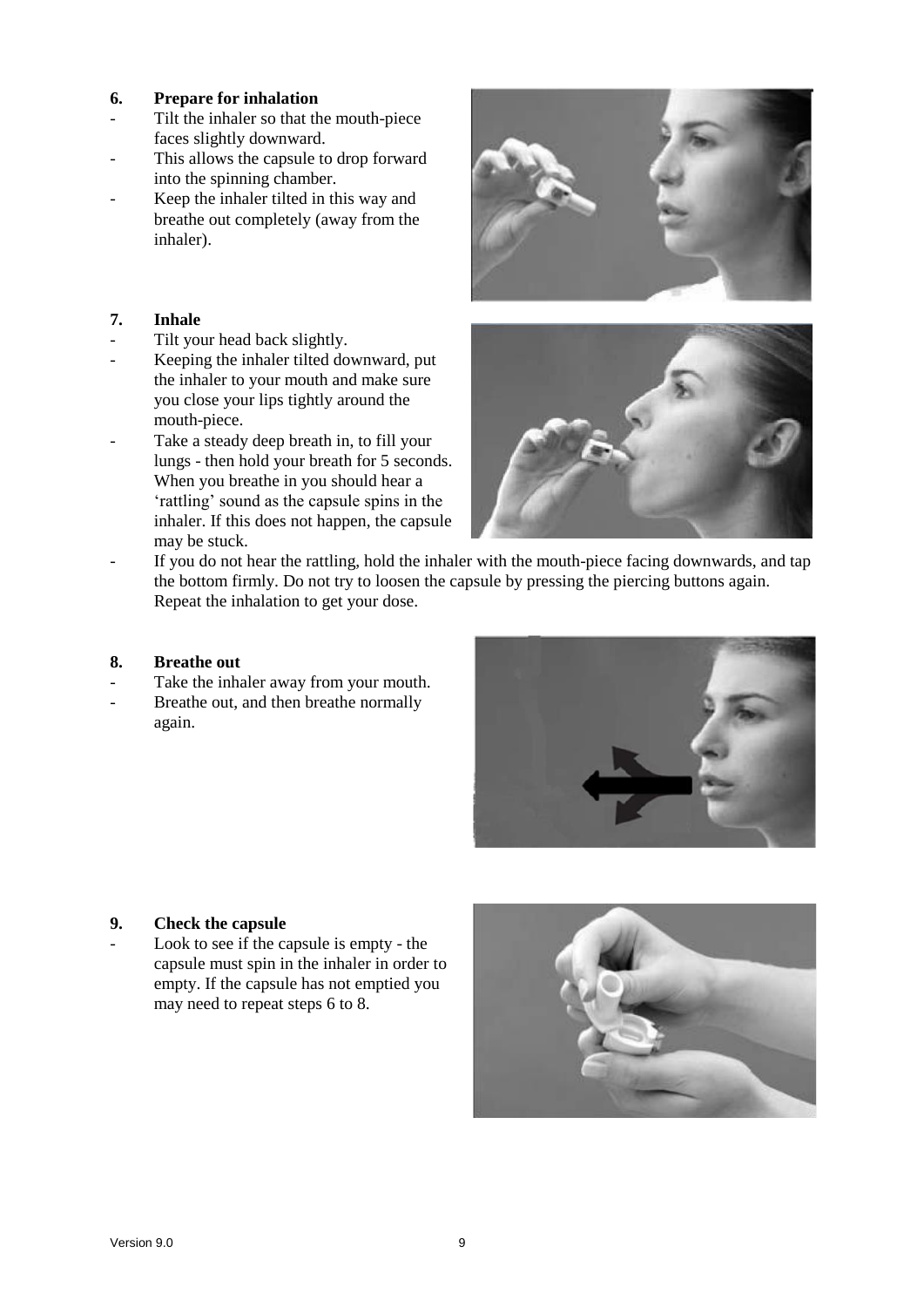### 6. Prepare for inhalation

- Tilt the inhaler so that the mouth-piece faces slightly downward.
- This allows the capsule to drop forward into the spinning chamber.
- Keep the inhaler tilted in this way and breathe out completely (away from the inhaler).

### 7. Inhale

- Tilt your head back slightly.
- Keeping the inhaler tilted downward, put the inhaler to your mouth and make sure you close your lips tightly around the mouth-piece.
- Take a steady deep breath in, to fill your lungs - then hold your breath for 5 seconds. When you breathe in you should hear a 'rattling' sound as the capsule spins in the inhaler. If this does not happen, the capsule may be stuck.
- If you do not hear the rattling, hold the inhaler with the mouth-piece facing downwards, and tap the bottom firmly. Do not try to loosen the capsule by pressing the piercing buttons again. Repeat the inhalation to get your dose.

### 8. Breathe out

- Take the inhaler away from your mouth.
- Breathe out, and then breathe normally again.

### 9. Check the capsule

- Look to see if the capsule is empty - the capsule must spin in the inhaler in order to empty. If the capsule has not emptied you may need to repeat steps 6 to 8.

Version 9.0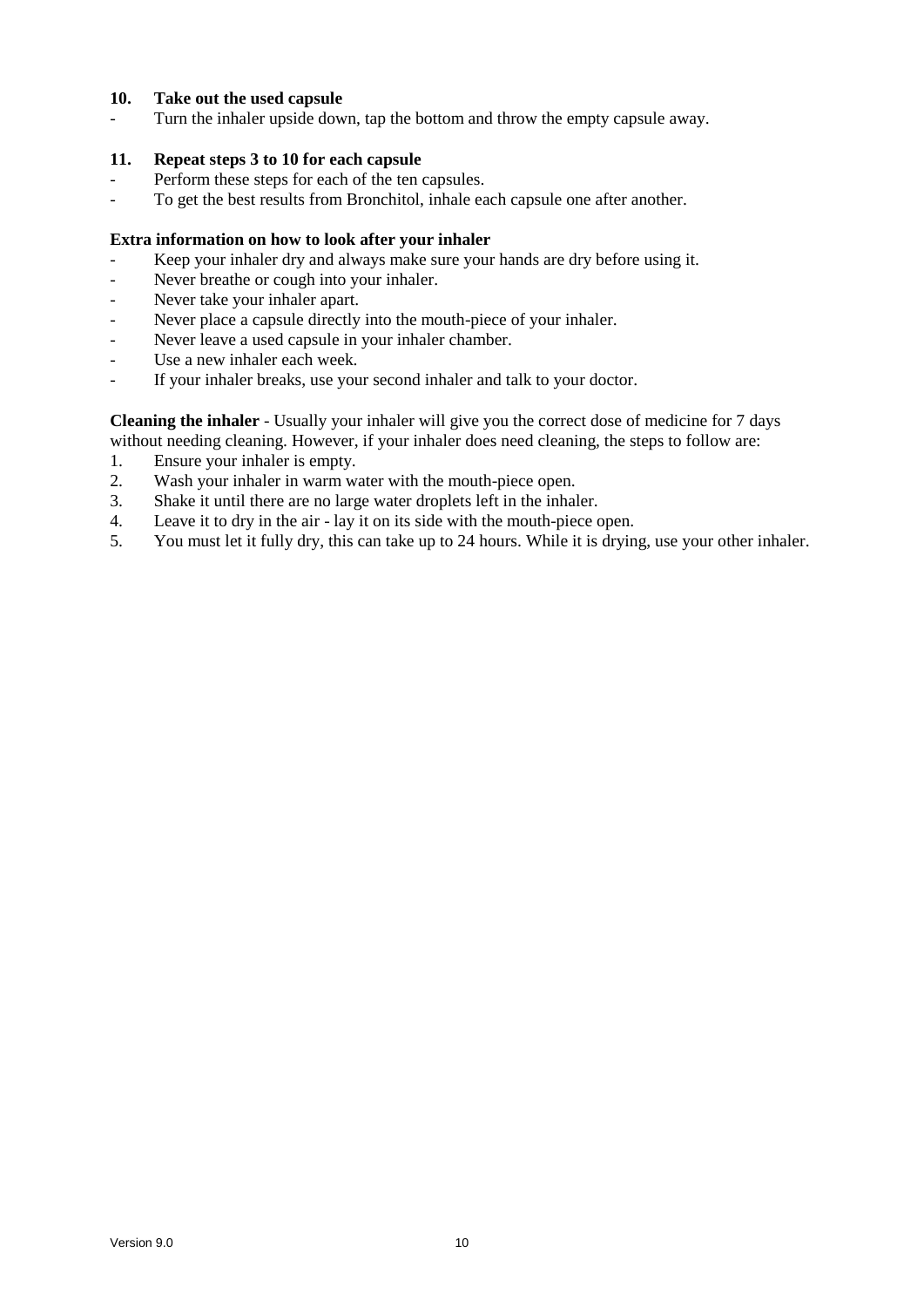**10. Take out the used capsule**

- Turn the inhaler upside down, tap the bottom and throw the empty capsule away.

**11. Repeat steps 3 to 10 for each capsule**

- Perform these steps for each of the ten capsules.
- To get the best results from Bronchitol, inhale each capsule one after another.

**Extra information on how to look after your inhaler**

- Keep your inhaler dry and always make sure your hands are dry before using it.
- Never breathe or cough into your inhaler.
- Never take your inhaler apart.
- Never place a capsule directly into the mouth-piece of your inhaler.
- Never leave a used capsule in your inhaler chamber.
- Use a new inhaler each week.
- If your inhaler breaks, use your second inhaler and talk to your doctor.

**Cleaning the inhaler** - Usually your inhaler will give you the correct dose of medicine for 7 days without needing cleaning. However, if your inhaler does need cleaning, the steps to follow are:

1. Ensure your inhaler is empty.
2. Wash your inhaler in warm water with the mouth-piece open.
3. Shake it until there are no large water droplets left in the inhaler.
4. Leave it to dry in the air - lay it on its side with the mouth-piece open.
5. You must let it fully dry, this can take up to 24 hours. While it is drying, use your other inhaler.

Version 9.0